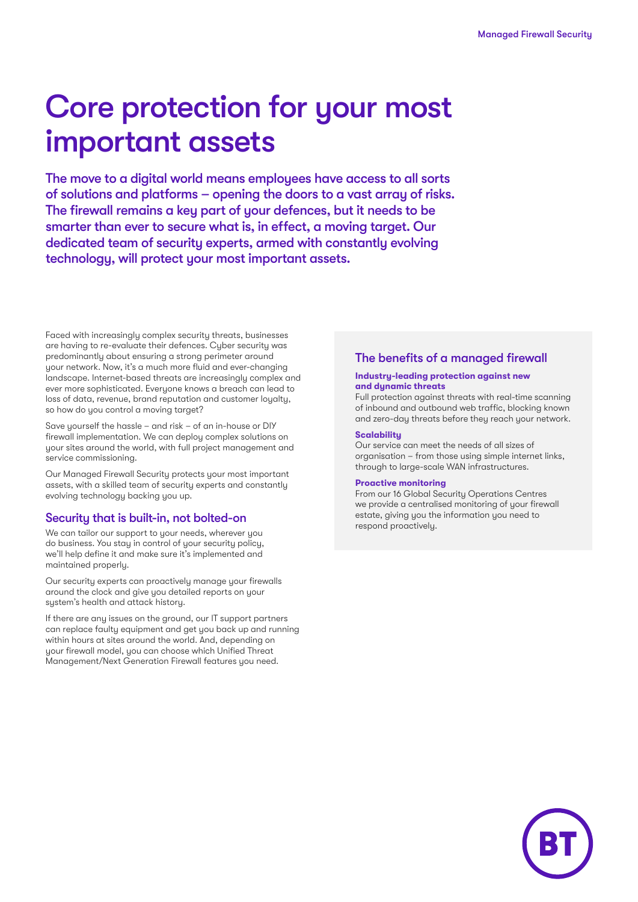# Core protection for your most important assets

**The move to a digital world means employees have access to all sorts of solutions and platforms – opening the doors to a vast array of risks. The firewall remains a key part of your defences, but it needs to be smarter than ever to secure what is, in effect, a moving target. Our dedicated team of security experts, armed with constantly evolving technology, will protect your most important assets.**

Faced with increasingly complex security threats, businesses are having to re-evaluate their defences. Cyber security was predominantly about ensuring a strong perimeter around your network. Now, it's a much more fluid and ever-changing landscape. Internet-based threats are increasingly complex and ever more sophisticated. Everyone knows a breach can lead to loss of data, revenue, brand reputation and customer loyalty, so how do you control a moving target?

Save yourself the hassle – and risk – of an in-house or DIY firewall implementation. We can deploy complex solutions on your sites around the world, with full project management and service commissioning.

Our Managed Firewall Security protects your most important assets, with a skilled team of security experts and constantly evolving technology backing you up.

## Security that is built-in, not bolted-on

We can tailor our support to your needs, wherever you do business. You stay in control of your security policy, we'll help define it and make sure it's implemented and maintained properly.

Our security experts can proactively manage your firewalls around the clock and give you detailed reports on your system's health and attack history.

If there are any issues on the ground, our IT support partners can replace faulty equipment and get you back up and running within hours at sites around the world. And, depending on your firewall model, you can choose which Unified Threat Management/Next Generation Firewall features you need.

## The benefits of a managed firewall

**Industry-leading protection against new and dynamic threats**
Full protection against threats with real-time scanning of inbound and outbound web traffic, blocking known and zero-day threats before they reach your network.

**Scalability**
Our service can meet the needs of all sizes of organisation – from those using simple internet links, through to large-scale WAN infrastructures.

**Proactive monitoring**
From our 16 Global Security Operations Centres we provide a centralised monitoring of your firewall estate, giving you the information you need to respond proactively.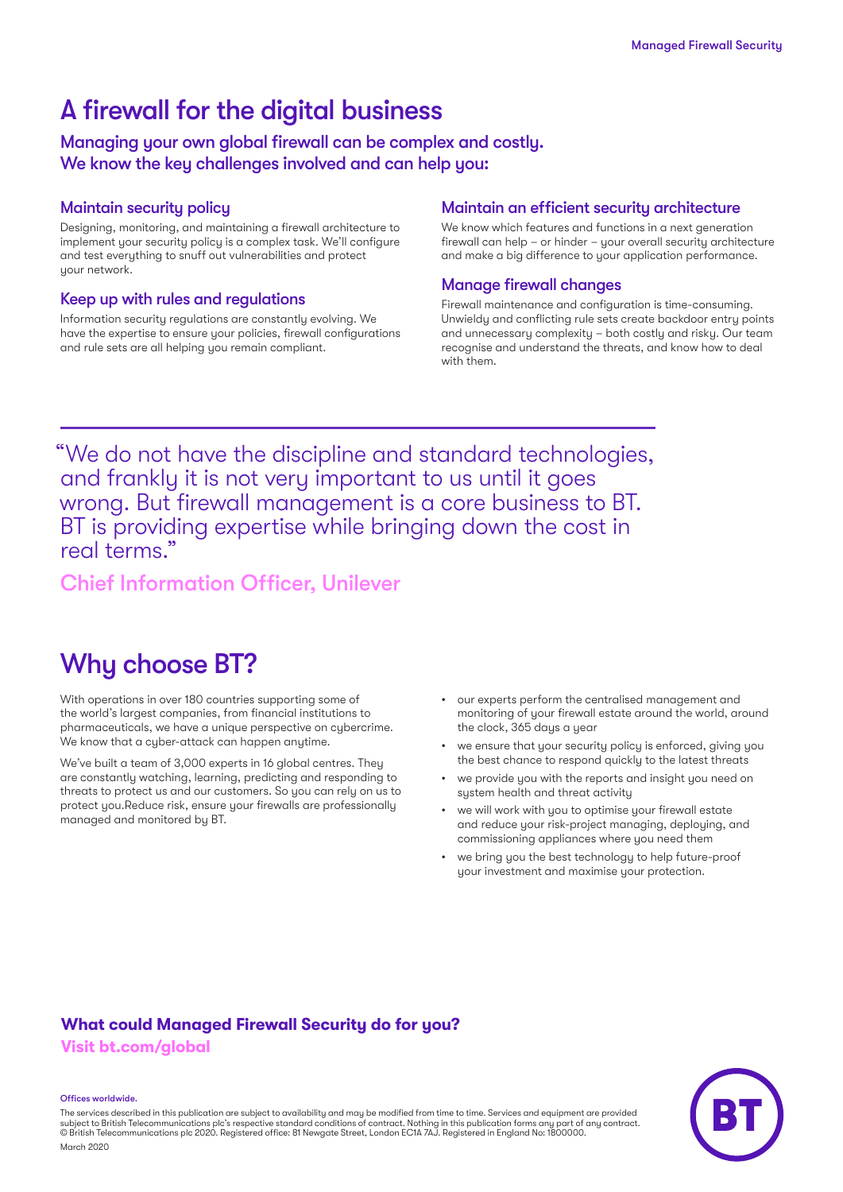# A firewall for the digital business

## Managing your own global firewall can be complex and costly. We know the key challenges involved and can help you:

### Maintain security policy

Designing, monitoring, and maintaining a firewall architecture to implement your security policy is a complex task. We'll configure and test everything to snuff out vulnerabilities and protect your network.

### Keep up with rules and regulations

Information security regulations are constantly evolving. We have the expertise to ensure your policies, firewall configurations and rule sets are all helping you remain compliant.

### Maintain an efficient security architecture

We know which features and functions in a next generation firewall can help – or hinder – your overall security architecture and make a big difference to your application performance.

### Manage firewall changes

Firewall maintenance and configuration is time-consuming. Unwieldy and conflicting rule sets create backdoor entry points and unnecessary complexity – both costly and risky. Our team recognise and understand the threats, and know how to deal with them.

> "We do not have the discipline and standard technologies, and frankly it is not very important to us until it goes wrong. But firewall management is a core business to BT. BT is providing expertise while bringing down the cost in real terms."
>
> Chief Information Officer, Unilever

# Why choose BT?

With operations in over 180 countries supporting some of the world's largest companies, from financial institutions to pharmaceuticals, we have a unique perspective on cybercrime. We know that a cyber-attack can happen anytime.

We've built a team of 3,000 experts in 16 global centres. They are constantly watching, learning, predicting and responding to threats to protect us and our customers. So you can rely on us to protect you.Reduce risk, ensure your firewalls are professionally managed and monitored by BT.

- our experts perform the centralised management and monitoring of your firewall estate around the world, around the clock, 365 days a year
- we ensure that your security policy is enforced, giving you the best chance to respond quickly to the latest threats
- we provide you with the reports and insight you need on system health and threat activity
- we will work with you to optimise your firewall estate and reduce your risk-project managing, deploying, and commissioning appliances where you need them
- we bring you the best technology to help future-proof your investment and maximise your protection.

**What could Managed Firewall Security do for you?**

**Visit bt.com/global**

**Offices worldwide.**

The services described in this publication are subject to availability and may be modified from time to time. Services and equipment are provided subject to British Telecommunications plc's respective standard conditions of contract. Nothing in this publication forms any part of any contract.
© British Telecommunications plc 2020. Registered office: 81 Newgate Street, London EC1A 7AJ. Registered in England No: 1800000.

March 2020